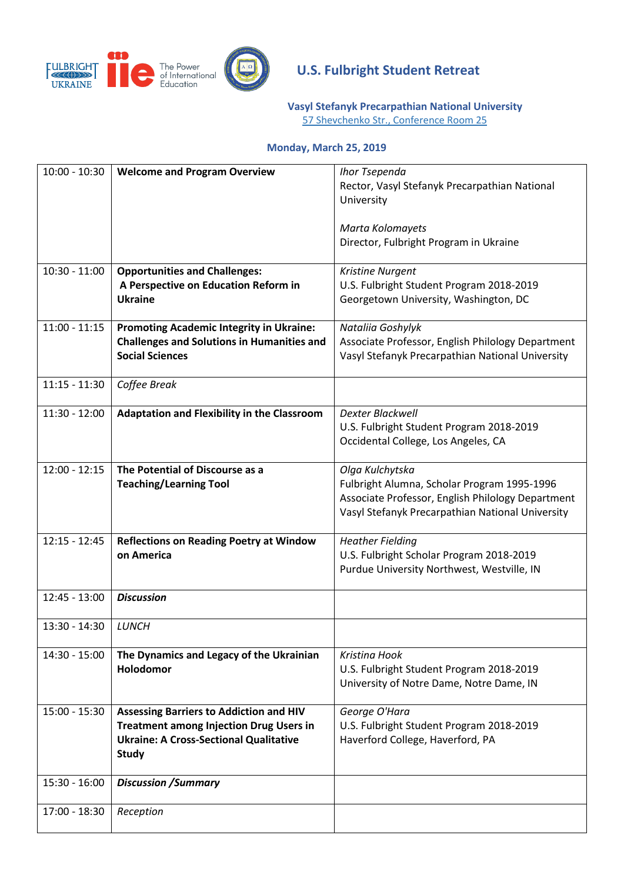# U.S. Fulbright Student Retreat

**Vasyl Stefanyk Precarpathian National University**
57 Shevchenko Str., Conference Room 25

**Monday, March 25, 2019**

| Time | Session | Speaker |
|---|---|---|
| 10:00 - 10:30 | **Welcome and Program Overview** | *Ihor Tsependa*<br>Rector, Vasyl Stefanyk Precarpathian National University<br><br>*Marta Kolomayets*<br>Director, Fulbright Program in Ukraine |
| 10:30 - 11:00 | **Opportunities and Challenges: A Perspective on Education Reform in Ukraine** | *Kristine Nurgent*<br>U.S. Fulbright Student Program 2018-2019<br>Georgetown University, Washington, DC |
| 11:00 - 11:15 | **Promoting Academic Integrity in Ukraine: Challenges and Solutions in Humanities and Social Sciences** | *Nataliia Goshylyk*<br>Associate Professor, English Philology Department<br>Vasyl Stefanyk Precarpathian National University |
| 11:15 - 11:30 | *Coffee Break* | |
| 11:30 - 12:00 | **Adaptation and Flexibility in the Classroom** | *Dexter Blackwell*<br>U.S. Fulbright Student Program 2018-2019<br>Occidental College, Los Angeles, CA |
| 12:00 - 12:15 | **The Potential of Discourse as a Teaching/Learning Tool** | *Olga Kulchytska*<br>Fulbright Alumna, Scholar Program 1995-1996<br>Associate Professor, English Philology Department<br>Vasyl Stefanyk Precarpathian National University |
| 12:15 - 12:45 | **Reflections on Reading Poetry at Window on America** | *Heather Fielding*<br>U.S. Fulbright Scholar Program 2018-2019<br>Purdue University Northwest, Westville, IN |
| 12:45 - 13:00 | ***Discussion*** | |
| 13:30 - 14:30 | *LUNCH* | |
| 14:30 - 15:00 | **The Dynamics and Legacy of the Ukrainian Holodomor** | *Kristina Hook*<br>U.S. Fulbright Student Program 2018-2019<br>University of Notre Dame, Notre Dame, IN |
| 15:00 - 15:30 | **Assessing Barriers to Addiction and HIV Treatment among Injection Drug Users in Ukraine: A Cross-Sectional Qualitative Study** | *George O'Hara*<br>U.S. Fulbright Student Program 2018-2019<br>Haverford College, Haverford, PA |
| 15:30 - 16:00 | ***Discussion /Summary*** | |
| 17:00 - 18:30 | *Reception* | |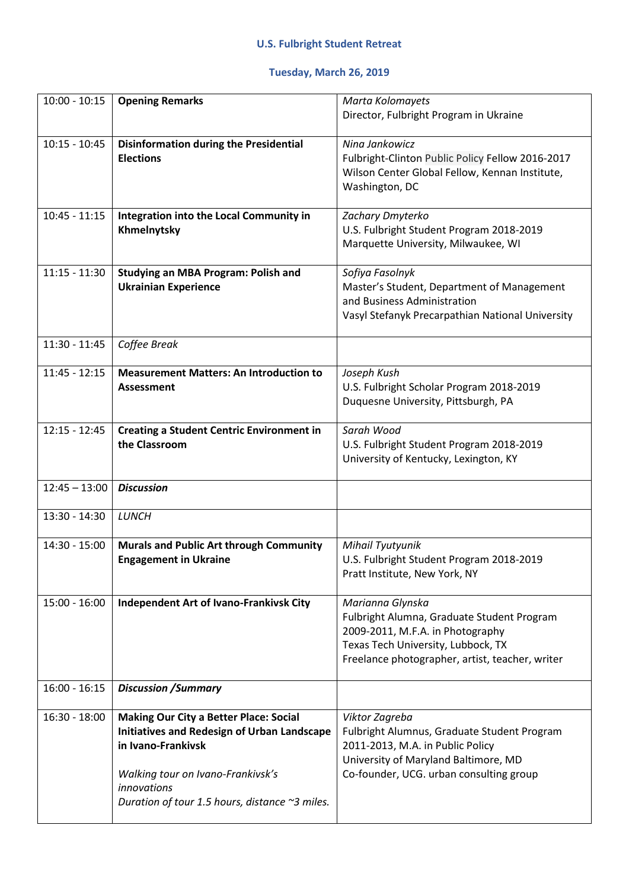**U.S. Fulbright Student Retreat**

**Tuesday, March 26, 2019**

| | | |
|---|---|---|
| 10:00 - 10:15 | **Opening Remarks** | *Marta Kolomayets*<br>Director, Fulbright Program in Ukraine |
| 10:15 - 10:45 | **Disinformation during the Presidential Elections** | *Nina Jankowicz*<br>Fulbright-Clinton Public Policy Fellow 2016-2017<br>Wilson Center Global Fellow, Kennan Institute, Washington, DC |
| 10:45 - 11:15 | **Integration into the Local Community in Khmelnytsky** | *Zachary Dmyterko*<br>U.S. Fulbright Student Program 2018-2019<br>Marquette University, Milwaukee, WI |
| 11:15 - 11:30 | **Studying an MBA Program: Polish and Ukrainian Experience** | *Sofiya Fasolnyk*<br>Master's Student, Department of Management and Business Administration<br>Vasyl Stefanyk Precarpathian National University |
| 11:30 - 11:45 | *Coffee Break* | |
| 11:45 - 12:15 | **Measurement Matters: An Introduction to Assessment** | *Joseph Kush*<br>U.S. Fulbright Scholar Program 2018-2019<br>Duquesne University, Pittsburgh, PA |
| 12:15 - 12:45 | **Creating a Student Centric Environment in the Classroom** | *Sarah Wood*<br>U.S. Fulbright Student Program 2018-2019<br>University of Kentucky, Lexington, KY |
| 12:45 – 13:00 | ***Discussion*** | |
| 13:30 - 14:30 | *LUNCH* | |
| 14:30 - 15:00 | **Murals and Public Art through Community Engagement in Ukraine** | *Mihail Tyutyunik*<br>U.S. Fulbright Student Program 2018-2019<br>Pratt Institute, New York, NY |
| 15:00 - 16:00 | **Independent Art of Ivano-Frankivsk City** | *Marianna Glynska*<br>Fulbright Alumna, Graduate Student Program 2009-2011, M.F.A. in Photography<br>Texas Tech University, Lubbock, TX<br>Freelance photographer, artist, teacher, writer |
| 16:00 - 16:15 | ***Discussion /Summary*** | |
| 16:30 - 18:00 | **Making Our City a Better Place: Social Initiatives and Redesign of Urban Landscape in Ivano-Frankivsk**<br><br>*Walking tour on Ivano-Frankivsk's innovations*<br>*Duration of tour 1.5 hours, distance ~3 miles.* | *Viktor Zagreba*<br>Fulbright Alumnus, Graduate Student Program 2011-2013, M.A. in Public Policy<br>University of Maryland Baltimore, MD<br>Co-founder, UCG. urban consulting group |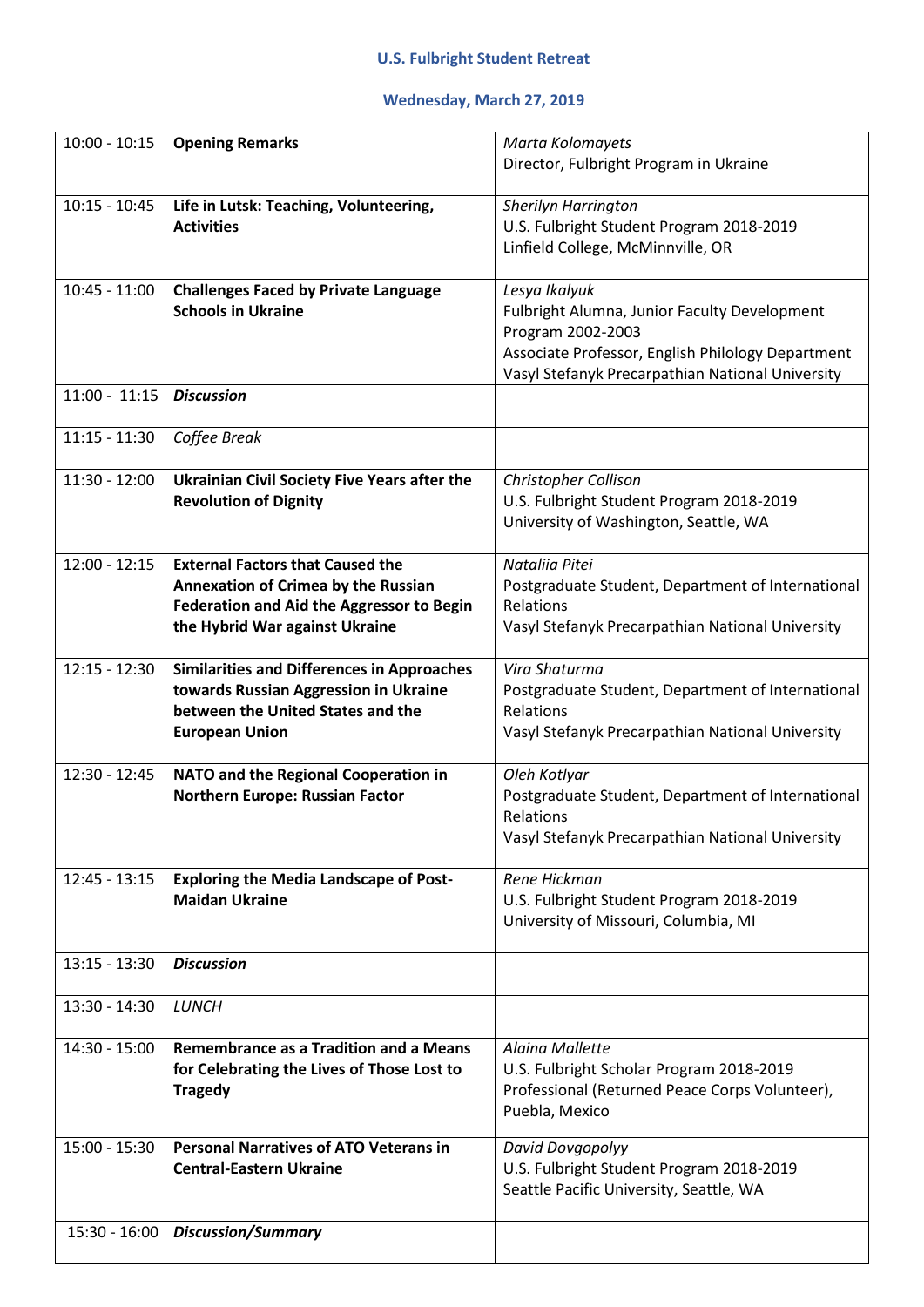**U.S. Fulbright Student Retreat**

**Wednesday, March 27, 2019**

| | | |
|---|---|---|
| 10:00 - 10:15 | **Opening Remarks** | *Marta Kolomayets*<br>Director, Fulbright Program in Ukraine |
| 10:15 - 10:45 | **Life in Lutsk: Teaching, Volunteering, Activities** | *Sherilyn Harrington*<br>U.S. Fulbright Student Program 2018-2019<br>Linfield College, McMinnville, OR |
| 10:45 - 11:00 | **Challenges Faced by Private Language Schools in Ukraine** | *Lesya Ikalyuk*<br>Fulbright Alumna, Junior Faculty Development Program 2002-2003<br>Associate Professor, English Philology Department<br>Vasyl Stefanyk Precarpathian National University |
| 11:00 - 11:15 | ***Discussion*** | |
| 11:15 - 11:30 | *Coffee Break* | |
| 11:30 - 12:00 | **Ukrainian Civil Society Five Years after the Revolution of Dignity** | *Christopher Collison*<br>U.S. Fulbright Student Program 2018-2019<br>University of Washington, Seattle, WA |
| 12:00 - 12:15 | **External Factors that Caused the Annexation of Crimea by the Russian Federation and Aid the Aggressor to Begin the Hybrid War against Ukraine** | *Nataliia Pitei*<br>Postgraduate Student, Department of International Relations<br>Vasyl Stefanyk Precarpathian National University |
| 12:15 - 12:30 | **Similarities and Differences in Approaches towards Russian Aggression in Ukraine between the United States and the European Union** | *Vira Shaturma*<br>Postgraduate Student, Department of International Relations<br>Vasyl Stefanyk Precarpathian National University |
| 12:30 - 12:45 | **NATO and the Regional Cooperation in Northern Europe: Russian Factor** | *Oleh Kotlyar*<br>Postgraduate Student, Department of International Relations<br>Vasyl Stefanyk Precarpathian National University |
| 12:45 - 13:15 | **Exploring the Media Landscape of Post-Maidan Ukraine** | *Rene Hickman*<br>U.S. Fulbright Student Program 2018-2019<br>University of Missouri, Columbia, MI |
| 13:15 - 13:30 | ***Discussion*** | |
| 13:30 - 14:30 | *LUNCH* | |
| 14:30 - 15:00 | **Remembrance as a Tradition and a Means for Celebrating the Lives of Those Lost to Tragedy** | *Alaina Mallette*<br>U.S. Fulbright Scholar Program 2018-2019<br>Professional (Returned Peace Corps Volunteer), Puebla, Mexico |
| 15:00 - 15:30 | **Personal Narratives of ATO Veterans in Central-Eastern Ukraine** | *David Dovgopolyy*<br>U.S. Fulbright Student Program 2018-2019<br>Seattle Pacific University, Seattle, WA |
| 15:30 - 16:00 | ***Discussion/Summary*** | |